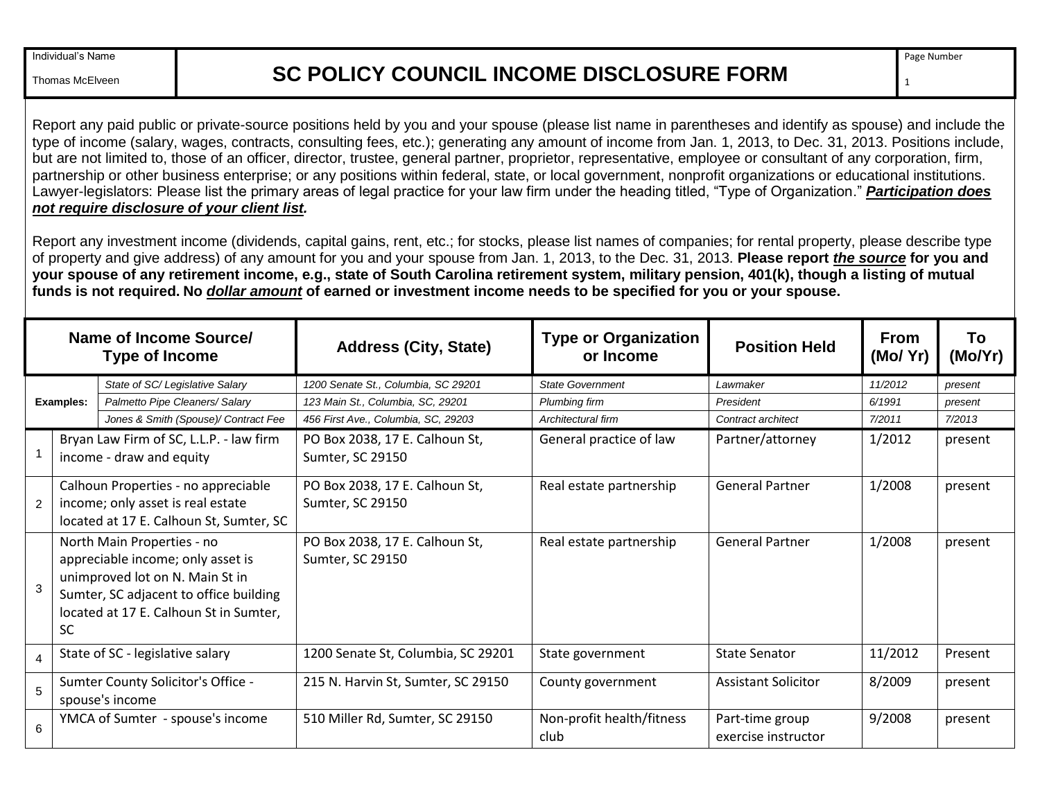| Individual's Name | SC POLICY COUNCIL INCOME DISCLOSURE FORM |
|---|---|
| Thomas McElveen | |

Report any paid public or private-source positions held by you and your spouse (please list name in parentheses and identify as spouse) and include the type of income (salary, wages, contracts, consulting fees, etc.); generating any amount of income from Jan. 1, 2013, to Dec. 31, 2013. Positions include, but are not limited to, those of an officer, director, trustee, general partner, proprietor, representative, employee or consultant of any corporation, firm, partnership or other business enterprise; or any positions within federal, state, or local government, nonprofit organizations or educational institutions. Lawyer-legislators: Please list the primary areas of legal practice for your law firm under the heading titled, "Type of Organization." ***Participation does not require disclosure of your client list.***

Report any investment income (dividends, capital gains, rent, etc.; for stocks, please list names of companies; for rental property, please describe type of property and give address) of any amount for you and your spouse from Jan. 1, 2013, to the Dec. 31, 2013. **Please report *the source* for you and your spouse of any retirement income, e.g., state of South Carolina retirement system, military pension, 401(k), though a listing of mutual funds is not required. No *dollar amount* of earned or investment income needs to be specified for you or your spouse.**

| | Name of Income Source/ Type of Income | Address (City, State) | Type or Organization or Income | Position Held | From (Mo/ Yr) | To (Mo/Yr) |
|---|---|---|---|---|---|---|
| Examples: | *State of SC/ Legislative Salary* | *1200 Senate St., Columbia, SC 29201* | *State Government* | *Lawmaker* | *11/2012* | *present* |
| | *Palmetto Pipe Cleaners/ Salary* | *123 Main St., Columbia, SC, 29201* | *Plumbing firm* | *President* | *6/1991* | *present* |
| | *Jones & Smith (Spouse)/ Contract Fee* | *456 First Ave., Columbia, SC, 29203* | *Architectural firm* | *Contract architect* | *7/2011* | *7/2013* |
| 1 | Bryan Law Firm of SC, L.L.P. - law firm income - draw and equity | PO Box 2038, 17 E. Calhoun St, Sumter, SC 29150 | General practice of law | Partner/attorney | 1/2012 | present |
| 2 | Calhoun Properties - no appreciable income; only asset is real estate located at 17 E. Calhoun St, Sumter, SC | PO Box 2038, 17 E. Calhoun St, Sumter, SC 29150 | Real estate partnership | General Partner | 1/2008 | present |
| 3 | North Main Properties - no appreciable income; only asset is unimproved lot on N. Main St in Sumter, SC adjacent to office building located at 17 E. Calhoun St in Sumter, SC | PO Box 2038, 17 E. Calhoun St, Sumter, SC 29150 | Real estate partnership | General Partner | 1/2008 | present |
| 4 | State of SC - legislative salary | 1200 Senate St, Columbia, SC 29201 | State government | State Senator | 11/2012 | Present |
| 5 | Sumter County Solicitor's Office - spouse's income | 215 N. Harvin St, Sumter, SC 29150 | County government | Assistant Solicitor | 8/2009 | present |
| 6 | YMCA of Sumter - spouse's income | 510 Miller Rd, Sumter, SC 29150 | Non-profit health/fitness club | Part-time group exercise instructor | 9/2008 | present |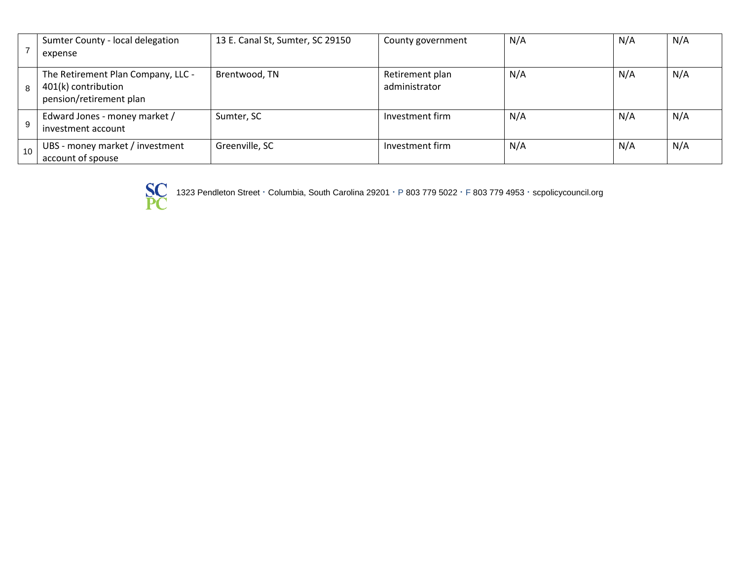| | | | | | | |
|---|---|---|---|---|---|---|
| 7 | Sumter County - local delegation expense | 13 E. Canal St, Sumter, SC 29150 | County government | N/A | N/A | N/A |
| 8 | The Retirement Plan Company, LLC - 401(k) contribution pension/retirement plan | Brentwood, TN | Retirement plan administrator | N/A | N/A | N/A |
| 9 | Edward Jones - money market / investment account | Sumter, SC | Investment firm | N/A | N/A | N/A |
| 10 | UBS - money market / investment account of spouse | Greenville, SC | Investment firm | N/A | N/A | N/A |

SC PC 1323 Pendleton Street · Columbia, South Carolina 29201 · P 803 779 5022 · F 803 779 4953 · scpolicycouncil.org